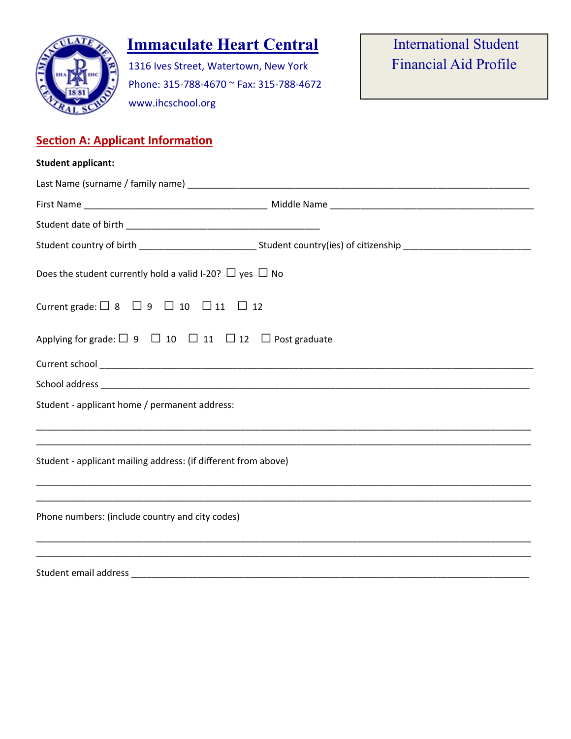# Immaculate Heart Central

1316 Ives Street, Watertown, New York
Phone: 315-788-4670 ~ Fax: 315-788-4672
www.ihcschool.org

International Student
Financial Aid Profile

## Section A: Applicant Information

**Student applicant:**

Last Name (surname / family name) ______________________________________________________________________

First Name ______________________________________ Middle Name __________________________________________

Student date of birth ________________________________________

Student country of birth ________________________ Student country(ies) of citizenship __________________________

Does the student currently hold a valid I-20? ☐ yes ☐ No

Current grade: ☐ 8 ☐ 9 ☐ 10 ☐ 11 ☐ 12

Applying for grade: ☐ 9 ☐ 10 ☐ 11 ☐ 12 ☐ Post graduate

Current school ____________________________________________________________________________________

School address ___________________________________________________________________________________

Student - applicant home / permanent address:

_________________________________________________________________________________________________

_________________________________________________________________________________________________

Student - applicant mailing address: (if different from above)

_________________________________________________________________________________________________

_________________________________________________________________________________________________

Phone numbers: (include country and city codes)

_________________________________________________________________________________________________

_________________________________________________________________________________________________

Student email address _____________________________________________________________________________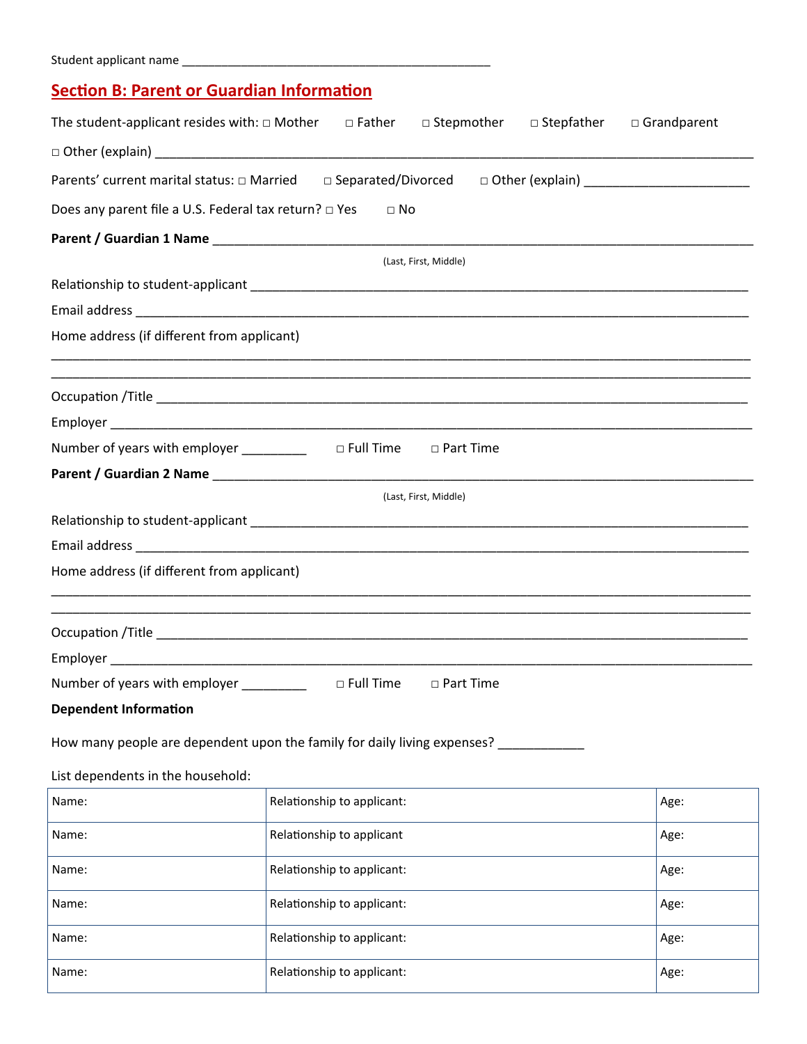Student applicant name ______________________________________________

## Section B: Parent or Guardian Information

The student-applicant resides with: □ Mother □ Father □ Stepmother □ Stepfather □ Grandparent

□ Other (explain) ____________________________________________________________________________

Parents' current marital status: □ Married □ Separated/Divorced □ Other (explain) ______________________

Does any parent file a U.S. Federal tax return? □ Yes □ No

**Parent / Guardian 1 Name** ________________________________________________________________________

(Last, First, Middle)

Relationship to student-applicant ________________________________________________________________

Email address ___________________________________________________________________________________

Home address (if different from applicant)

_________________________________________________________________________________________________

_________________________________________________________________________________________________

Occupation /Title _______________________________________________________________________________

Employer ________________________________________________________________________________________

Number of years with employer _________ □ Full Time □ Part Time

**Parent / Guardian 2 Name** ________________________________________________________________________

(Last, First, Middle)

Relationship to student-applicant ________________________________________________________________

Email address ___________________________________________________________________________________

Home address (if different from applicant)

_________________________________________________________________________________________________

_________________________________________________________________________________________________

Occupation /Title _______________________________________________________________________________

Employer ________________________________________________________________________________________

Number of years with employer _________ □ Full Time □ Part Time

**Dependent Information**

How many people are dependent upon the family for daily living expenses? ____________

List dependents in the household:

| Name: | Relationship to applicant: | Age: |
|---|---|---|
| Name: | Relationship to applicant | Age: |
| Name: | Relationship to applicant: | Age: |
| Name: | Relationship to applicant: | Age: |
| Name: | Relationship to applicant: | Age: |
| Name: | Relationship to applicant: | Age: |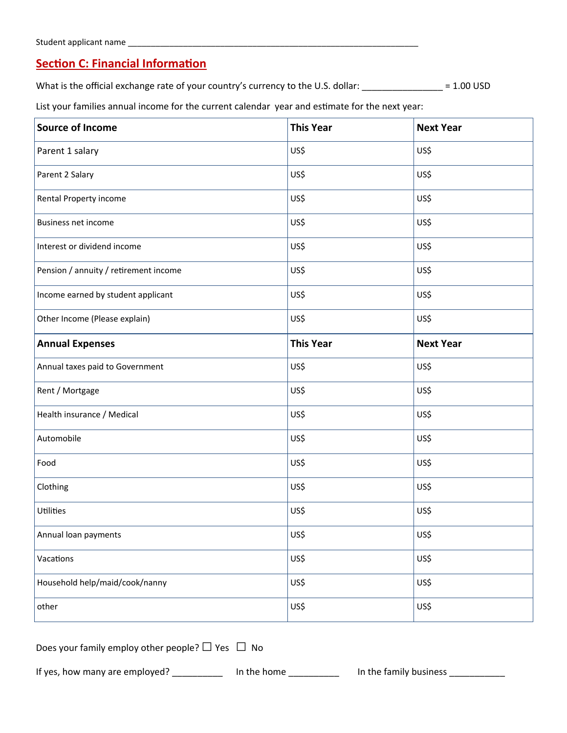Student applicant name ______________________________________________________________

## Section C: Financial Information

What is the official exchange rate of your country's currency to the U.S. dollar: _______________ = 1.00 USD

List your families annual income for the current calendar year and estimate for the next year:

| **Source of Income** | **This Year** | **Next Year** |
|---|---|---|
| Parent 1 salary | US$ | US$ |
| Parent 2 Salary | US$ | US$ |
| Rental Property income | US$ | US$ |
| Business net income | US$ | US$ |
| Interest or dividend income | US$ | US$ |
| Pension / annuity / retirement income | US$ | US$ |
| Income earned by student applicant | US$ | US$ |
| Other Income (Please explain) | US$ | US$ |
| **Annual Expenses** | **This Year** | **Next Year** |
| Annual taxes paid to Government | US$ | US$ |
| Rent / Mortgage | US$ | US$ |
| Health insurance / Medical | US$ | US$ |
| Automobile | US$ | US$ |
| Food | US$ | US$ |
| Clothing | US$ | US$ |
| Utilities | US$ | US$ |
| Annual loan payments | US$ | US$ |
| Vacations | US$ | US$ |
| Household help/maid/cook/nanny | US$ | US$ |
| other | US$ | US$ |

Does your family employ other people? ☐ Yes ☐ No

If yes, how many are employed? __________ In the home __________ In the family business ___________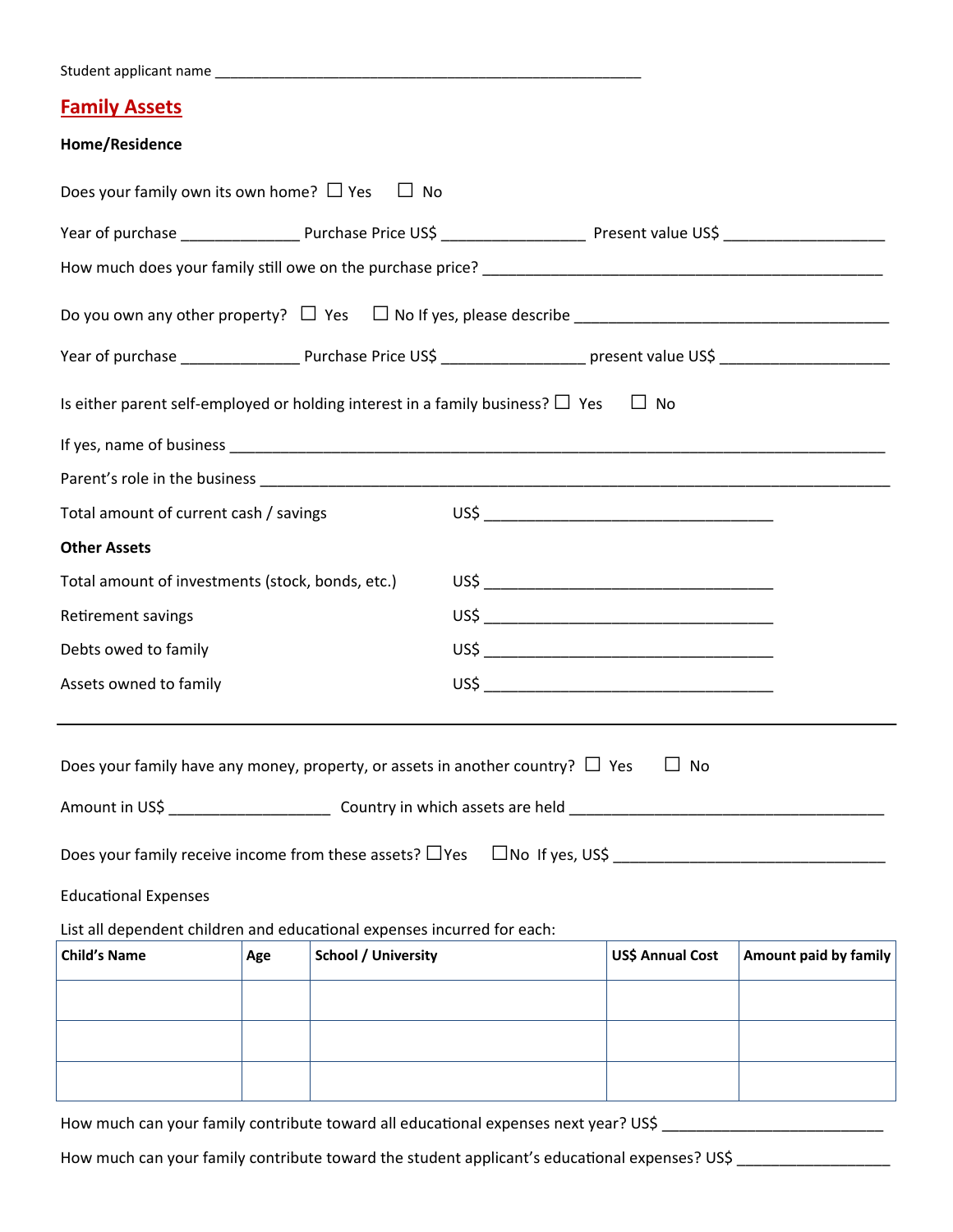Student applicant name ________________________________________________________

## Family Assets

**Home/Residence**

Does your family own its own home? ☐ Yes ☐ No

Year of purchase ______________ Purchase Price US$ _________________ Present value US$ ___________________

How much does your family still owe on the purchase price? _______________________________________________

Do you own any other property? ☐ Yes ☐ No If yes, please describe _______________________________________

Year of purchase ______________ Purchase Price US$ ________________ present value US$ ____________________

Is either parent self-employed or holding interest in a family business? ☐ Yes ☐ No

If yes, name of business _______________________________________________________________________________

Parent's role in the business ____________________________________________________________________________

Total amount of current cash / savings US$ __________________________________

**Other Assets**

Total amount of investments (stock, bonds, etc.) US$ __________________________________

Retirement savings US$ __________________________________

Debts owed to family US$ __________________________________

Assets owned to family US$ __________________________________

---

Does your family have any money, property, or assets in another country? ☐ Yes ☐ No

Amount in US$ ___________________ Country in which assets are held ____________________________________

Does your family receive income from these assets? ☐Yes ☐No If yes, US$ ________________________________

Educational Expenses

List all dependent children and educational expenses incurred for each:

| Child's Name | Age | School / University | US$ Annual Cost | Amount paid by family |
|---|---|---|---|---|
| | | | | |
| | | | | |
| | | | | |

How much can your family contribute toward all educational expenses next year? US$ __________________________

How much can your family contribute toward the student applicant's educational expenses? US$ __________________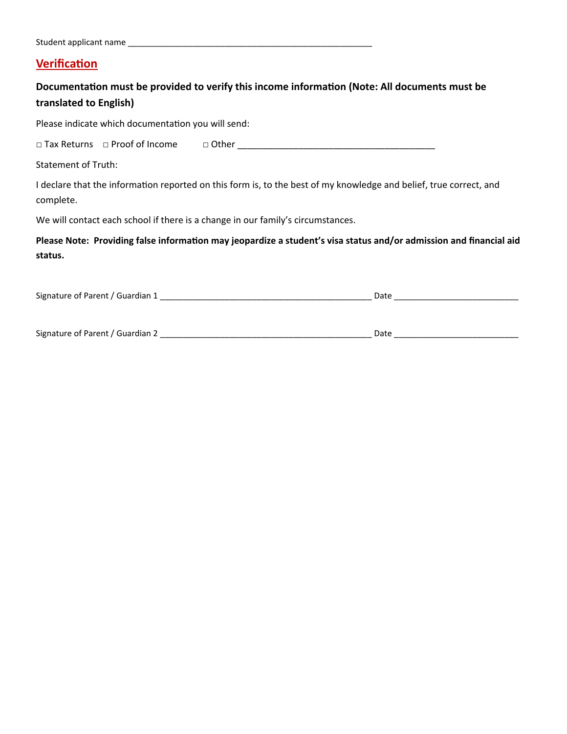Student applicant name ____________________________________________________

## Verification

**Documentation must be provided to verify this income information (Note: All documents must be translated to English)**

Please indicate which documentation you will send:

□ Tax Returns □ Proof of Income □ Other ________________________________________

Statement of Truth:

I declare that the information reported on this form is, to the best of my knowledge and belief, true correct, and complete.

We will contact each school if there is a change in our family's circumstances.

**Please Note: Providing false information may jeopardize a student's visa status and/or admission and financial aid status.**

Signature of Parent / Guardian 1 _____________________________________________ Date __________________________

Signature of Parent / Guardian 2 _____________________________________________ Date __________________________